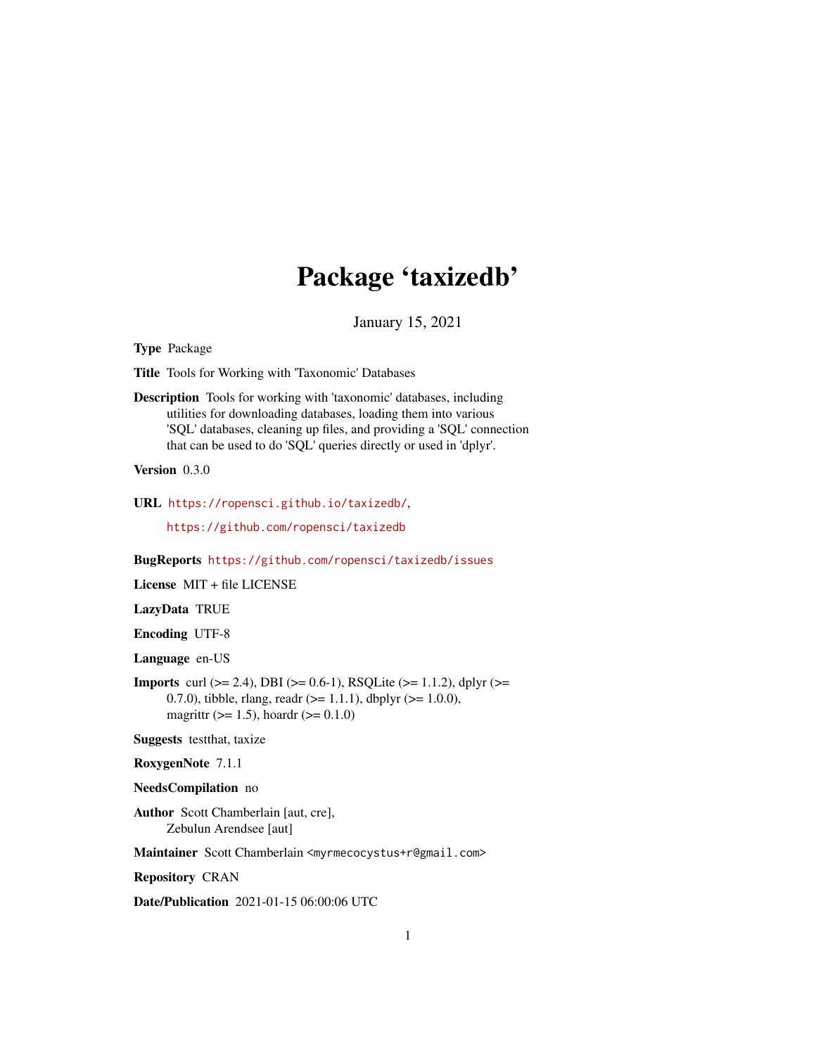# Package 'taxizedb'

January 15, 2021

**Type** Package

**Title** Tools for Working with 'Taxonomic' Databases

**Description** Tools for working with 'taxonomic' databases, including utilities for downloading databases, loading them into various 'SQL' databases, cleaning up files, and providing a 'SQL' connection that can be used to do 'SQL' queries directly or used in 'dplyr'.

**Version** 0.3.0

**URL** https://ropensci.github.io/taxizedb/,

https://github.com/ropensci/taxizedb

**BugReports** https://github.com/ropensci/taxizedb/issues

**License** MIT + file LICENSE

**LazyData** TRUE

**Encoding** UTF-8

**Language** en-US

**Imports** curl (>= 2.4), DBI (>= 0.6-1), RSQLite (>= 1.1.2), dplyr (>= 0.7.0), tibble, rlang, readr (>= 1.1.1), dbplyr (>= 1.0.0), magrittr (>= 1.5), hoardr (>= 0.1.0)

**Suggests** testthat, taxize

**RoxygenNote** 7.1.1

**NeedsCompilation** no

**Author** Scott Chamberlain [aut, cre], Zebulun Arendsee [aut]

**Maintainer** Scott Chamberlain <myrmecocystus+r@gmail.com>

**Repository** CRAN

**Date/Publication** 2021-01-15 06:00:06 UTC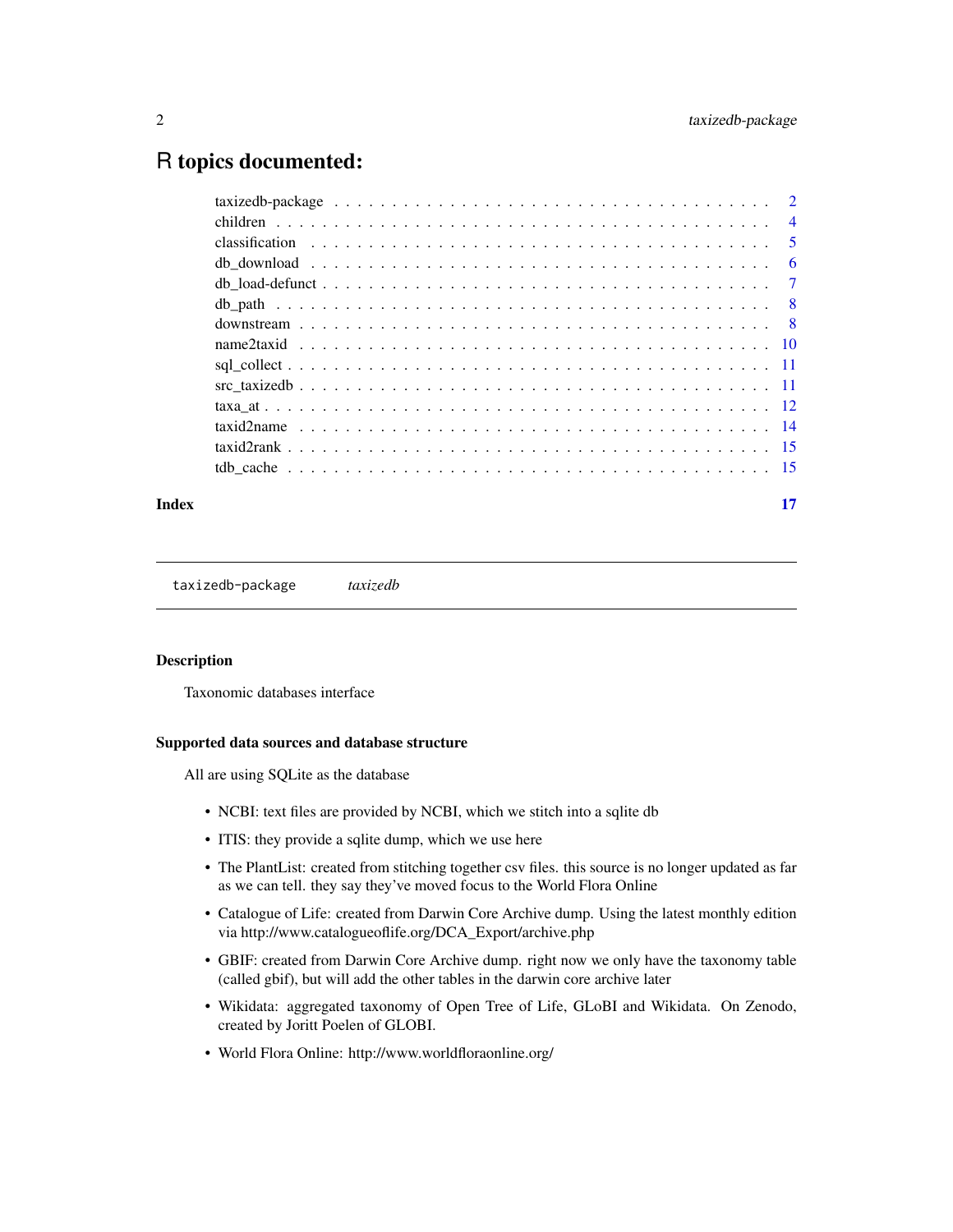# R topics documented:

| | |
|---|---|
| taxizedb-package | 2 |
| children | 4 |
| classification | 5 |
| db_download | 6 |
| db_load-defunct | 7 |
| db_path | 8 |
| downstream | 8 |
| name2taxid | 10 |
| sql_collect | 11 |
| src_taxizedb | 11 |
| taxa_at | 12 |
| taxid2name | 14 |
| taxid2rank | 15 |
| tdb_cache | 15 |
| **Index** | **17** |

---

`taxizedb-package` *taxizedb*

---

### Description

Taxonomic databases interface

### Supported data sources and database structure

All are using SQLite as the database

- NCBI: text files are provided by NCBI, which we stitch into a sqlite db
- ITIS: they provide a sqlite dump, which we use here
- The PlantList: created from stitching together csv files. this source is no longer updated as far as we can tell. they say they've moved focus to the World Flora Online
- Catalogue of Life: created from Darwin Core Archive dump. Using the latest monthly edition via http://www.catalogueoflife.org/DCA_Export/archive.php
- GBIF: created from Darwin Core Archive dump. right now we only have the taxonomy table (called gbif), but will add the other tables in the darwin core archive later
- Wikidata: aggregated taxonomy of Open Tree of Life, GLoBI and Wikidata. On Zenodo, created by Joritt Poelen of GLOBI.
- World Flora Online: http://www.worldfloraonline.org/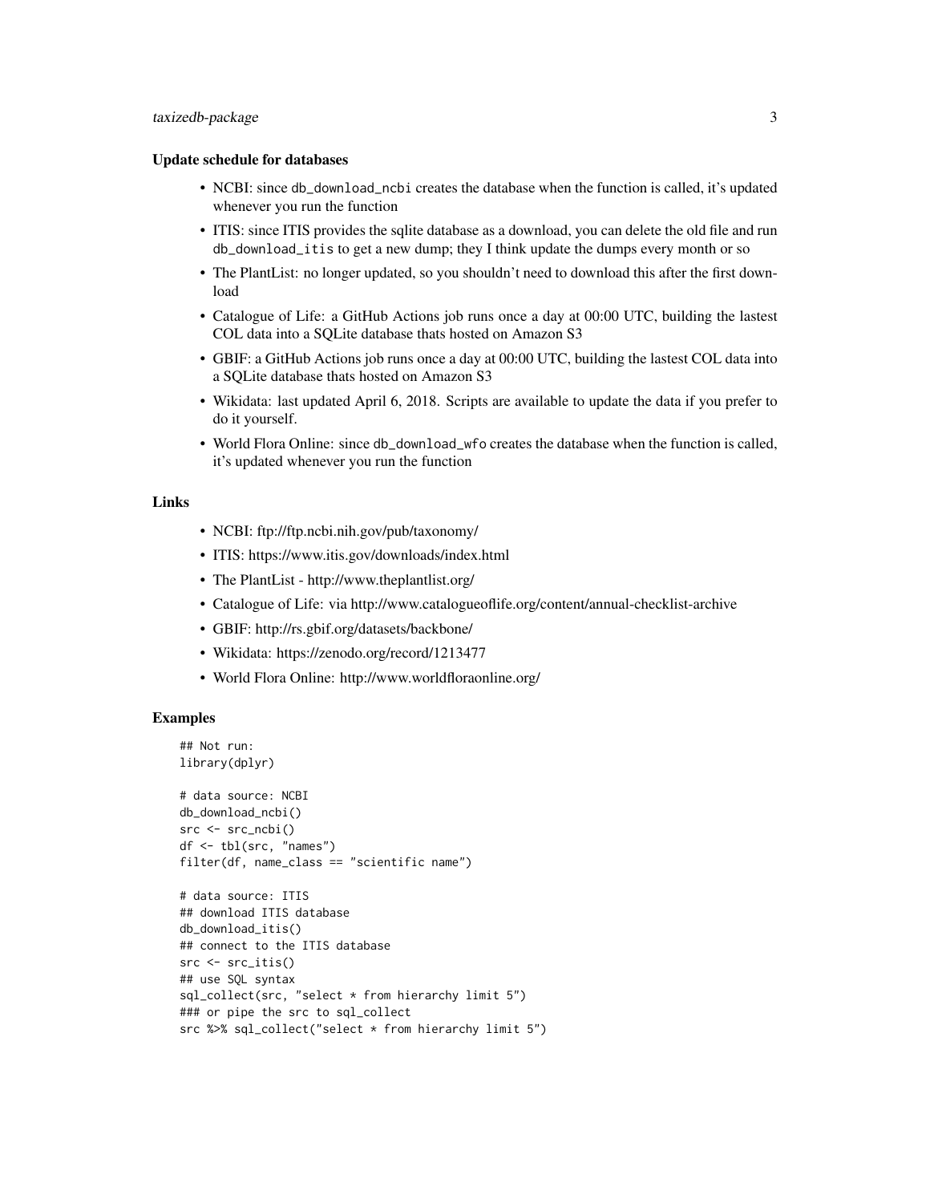### Update schedule for databases

- NCBI: since `db_download_ncbi` creates the database when the function is called, it's updated whenever you run the function
- ITIS: since ITIS provides the sqlite database as a download, you can delete the old file and run `db_download_itis` to get a new dump; they I think update the dumps every month or so
- The PlantList: no longer updated, so you shouldn't need to download this after the first download
- Catalogue of Life: a GitHub Actions job runs once a day at 00:00 UTC, building the lastest COL data into a SQLite database thats hosted on Amazon S3
- GBIF: a GitHub Actions job runs once a day at 00:00 UTC, building the lastest COL data into a SQLite database thats hosted on Amazon S3
- Wikidata: last updated April 6, 2018. Scripts are available to update the data if you prefer to do it yourself.
- World Flora Online: since `db_download_wfo` creates the database when the function is called, it's updated whenever you run the function

### Links

- NCBI: ftp://ftp.ncbi.nih.gov/pub/taxonomy/
- ITIS: https://www.itis.gov/downloads/index.html
- The PlantList - http://www.theplantlist.org/
- Catalogue of Life: via http://www.catalogueoflife.org/content/annual-checklist-archive
- GBIF: http://rs.gbif.org/datasets/backbone/
- Wikidata: https://zenodo.org/record/1213477
- World Flora Online: http://www.worldfloraonline.org/

### Examples

```
## Not run:
library(dplyr)

# data source: NCBI
db_download_ncbi()
src <- src_ncbi()
df <- tbl(src, "names")
filter(df, name_class == "scientific name")

# data source: ITIS
## download ITIS database
db_download_itis()
## connect to the ITIS database
src <- src_itis()
## use SQL syntax
sql_collect(src, "select * from hierarchy limit 5")
### or pipe the src to sql_collect
src %>% sql_collect("select * from hierarchy limit 5")
```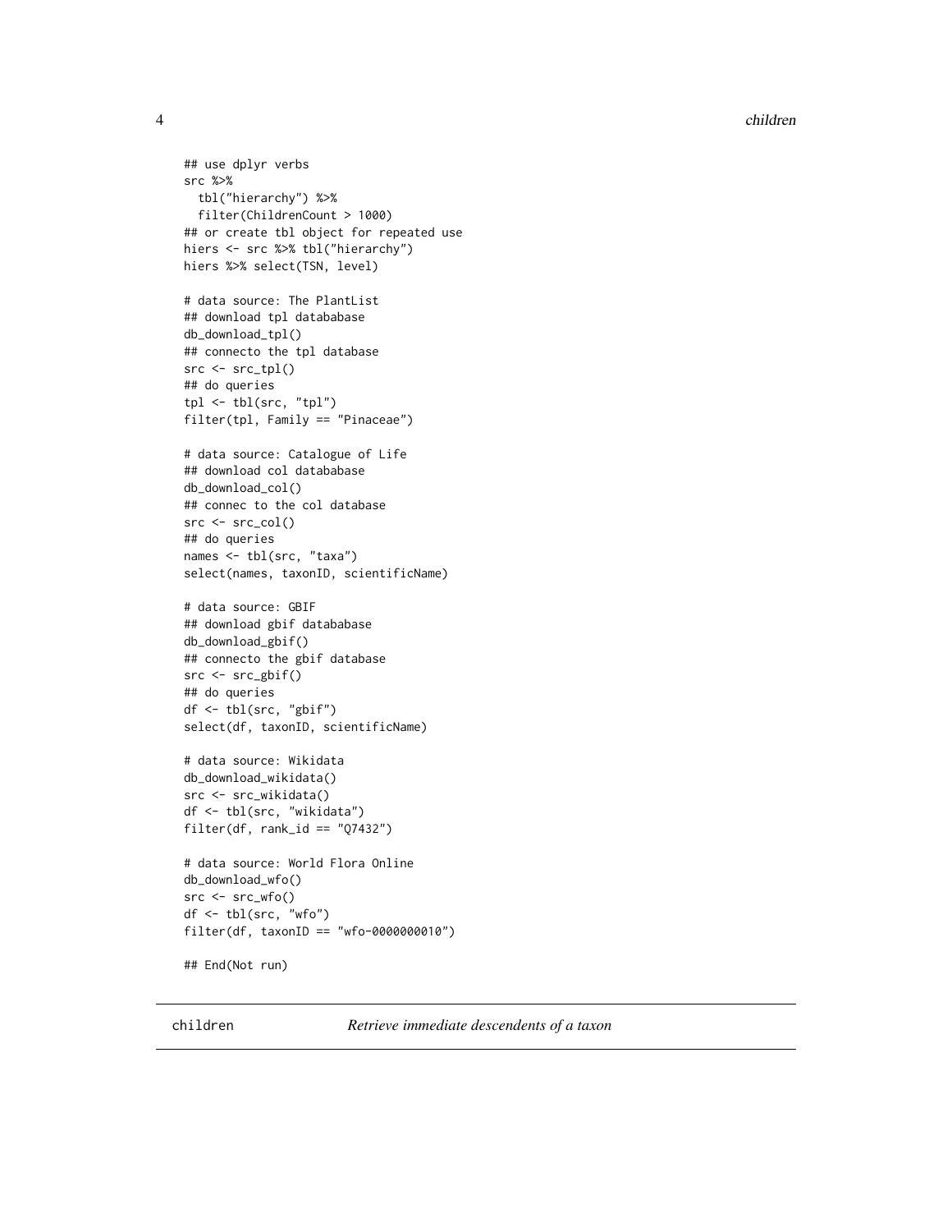```r
## use dplyr verbs
src %>%
  tbl("hierarchy") %>%
  filter(ChildrenCount > 1000)
## or create tbl object for repeated use
hiers <- src %>% tbl("hierarchy")
hiers %>% select(TSN, level)

# data source: The PlantList
## download tpl datababase
db_download_tpl()
## connecto the tpl database
src <- src_tpl()
## do queries
tpl <- tbl(src, "tpl")
filter(tpl, Family == "Pinaceae")

# data source: Catalogue of Life
## download col datababase
db_download_col()
## connec to the col database
src <- src_col()
## do queries
names <- tbl(src, "taxa")
select(names, taxonID, scientificName)

# data source: GBIF
## download gbif datababase
db_download_gbif()
## connecto the gbif database
src <- src_gbif()
## do queries
df <- tbl(src, "gbif")
select(df, taxonID, scientificName)

# data source: Wikidata
db_download_wikidata()
src <- src_wikidata()
df <- tbl(src, "wikidata")
filter(df, rank_id == "Q7432")

# data source: World Flora Online
db_download_wfo()
src <- src_wfo()
df <- tbl(src, "wfo")
filter(df, taxonID == "wfo-0000000010")

## End(Not run)
```

## children — *Retrieve immediate descendents of a taxon*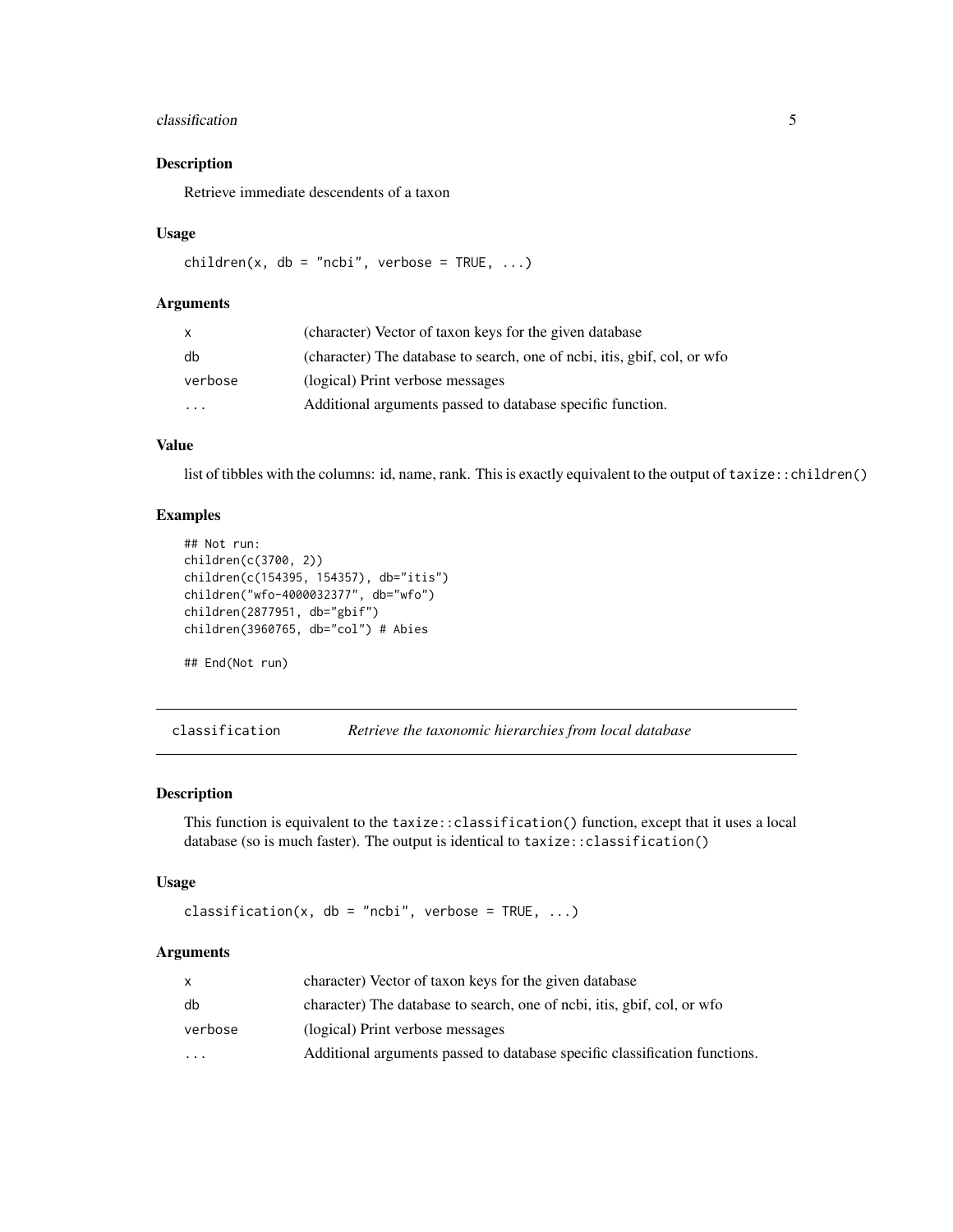### Description

Retrieve immediate descendents of a taxon

### Usage

```
children(x, db = "ncbi", verbose = TRUE, ...)
```

### Arguments

| | |
|---|---|
| x | (character) Vector of taxon keys for the given database |
| db | (character) The database to search, one of ncbi, itis, gbif, col, or wfo |
| verbose | (logical) Print verbose messages |
| ... | Additional arguments passed to database specific function. |

### Value

list of tibbles with the columns: id, name, rank. This is exactly equivalent to the output of `taxize::children()`

### Examples

```
## Not run:
children(c(3700, 2))
children(c(154395, 154357), db="itis")
children("wfo-4000032377", db="wfo")
children(2877951, db="gbif")
children(3960765, db="col") # Abies

## End(Not run)
```

---

## classification — *Retrieve the taxonomic hierarchies from local database*

### Description

This function is equivalent to the `taxize::classification()` function, except that it uses a local database (so is much faster). The output is identical to `taxize::classification()`

### Usage

```
classification(x, db = "ncbi", verbose = TRUE, ...)
```

### Arguments

| | |
|---|---|
| x | character) Vector of taxon keys for the given database |
| db | character) The database to search, one of ncbi, itis, gbif, col, or wfo |
| verbose | (logical) Print verbose messages |
| ... | Additional arguments passed to database specific classification functions. |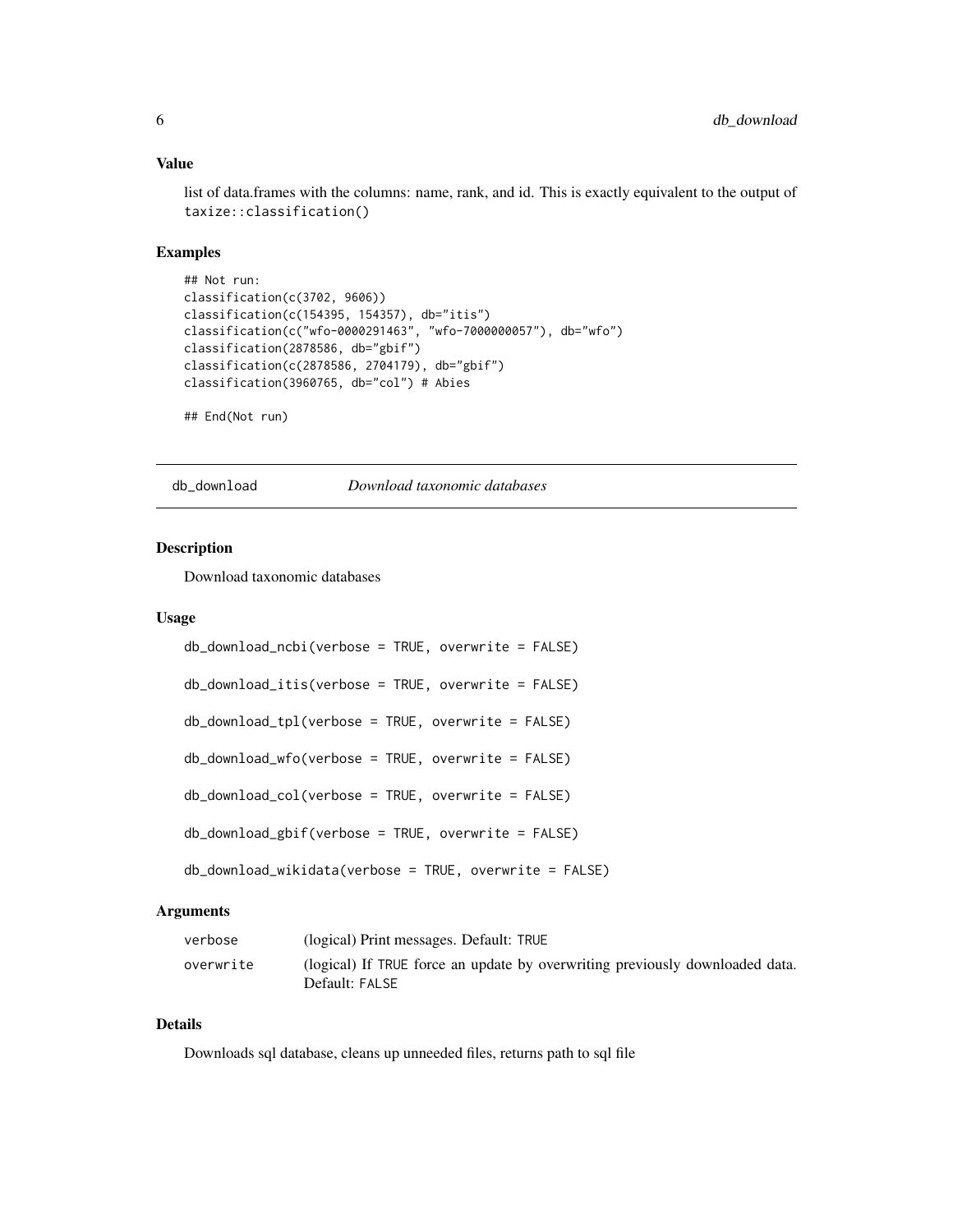### Value

list of data.frames with the columns: name, rank, and id. This is exactly equivalent to the output of `taxize::classification()`

### Examples

```
## Not run:
classification(c(3702, 9606))
classification(c(154395, 154357), db="itis")
classification(c("wfo-0000291463", "wfo-7000000057"), db="wfo")
classification(2878586, db="gbif")
classification(c(2878586, 2704179), db="gbif")
classification(3960765, db="col") # Abies

## End(Not run)
```

---

## db_download — *Download taxonomic databases*

---

### Description

Download taxonomic databases

### Usage

```
db_download_ncbi(verbose = TRUE, overwrite = FALSE)

db_download_itis(verbose = TRUE, overwrite = FALSE)

db_download_tpl(verbose = TRUE, overwrite = FALSE)

db_download_wfo(verbose = TRUE, overwrite = FALSE)

db_download_col(verbose = TRUE, overwrite = FALSE)

db_download_gbif(verbose = TRUE, overwrite = FALSE)

db_download_wikidata(verbose = TRUE, overwrite = FALSE)
```

### Arguments

| | |
|---|---|
| verbose | (logical) Print messages. Default: TRUE |
| overwrite | (logical) If TRUE force an update by overwriting previously downloaded data. Default: FALSE |

### Details

Downloads sql database, cleans up unneeded files, returns path to sql file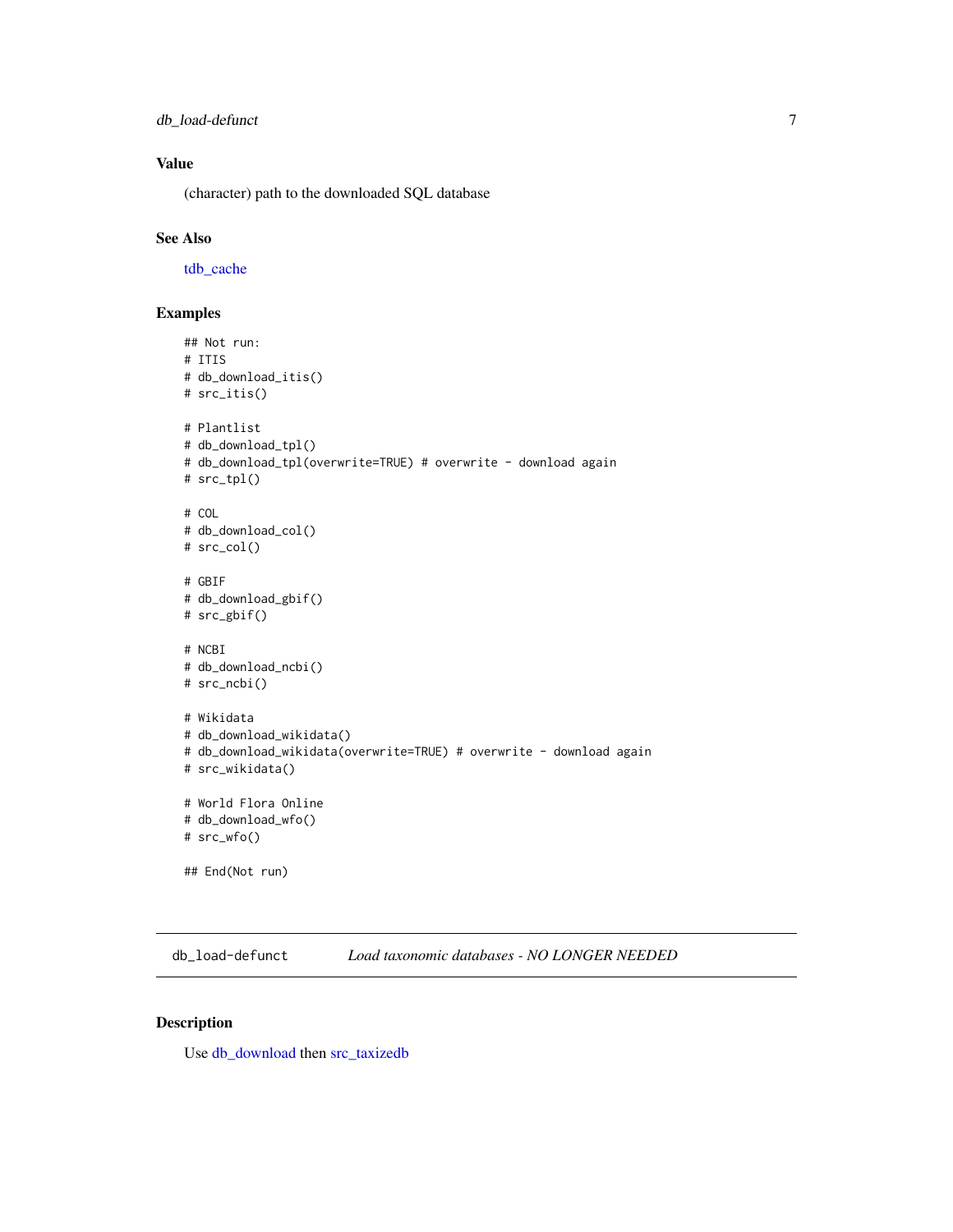### Value

(character) path to the downloaded SQL database

### See Also

tdb_cache

### Examples

```
## Not run:
# ITIS
# db_download_itis()
# src_itis()

# Plantlist
# db_download_tpl()
# db_download_tpl(overwrite=TRUE) # overwrite - download again
# src_tpl()

# COL
# db_download_col()
# src_col()

# GBIF
# db_download_gbif()
# src_gbif()

# NCBI
# db_download_ncbi()
# src_ncbi()

# Wikidata
# db_download_wikidata()
# db_download_wikidata(overwrite=TRUE) # overwrite - download again
# src_wikidata()

# World Flora Online
# db_download_wfo()
# src_wfo()

## End(Not run)
```

---

## db_load-defunct *Load taxonomic databases - NO LONGER NEEDED*

---

### Description

Use db_download then src_taxizedb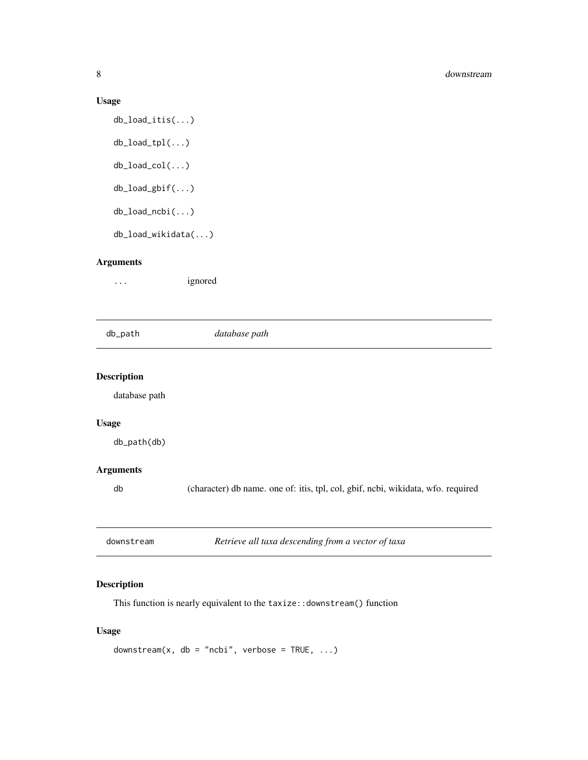### Usage

```
db_load_itis(...)

db_load_tpl(...)

db_load_col(...)

db_load_gbif(...)

db_load_ncbi(...)

db_load_wikidata(...)
```

### Arguments

| | |
|---|---|
| ... | ignored |

## db_path — *database path*

### Description

database path

### Usage

```
db_path(db)
```

### Arguments

| | |
|---|---|
| db | (character) db name. one of: itis, tpl, col, gbif, ncbi, wikidata, wfo. required |

## downstream — *Retrieve all taxa descending from a vector of taxa*

### Description

This function is nearly equivalent to the `taxize::downstream()` function

### Usage

```
downstream(x, db = "ncbi", verbose = TRUE, ...)
```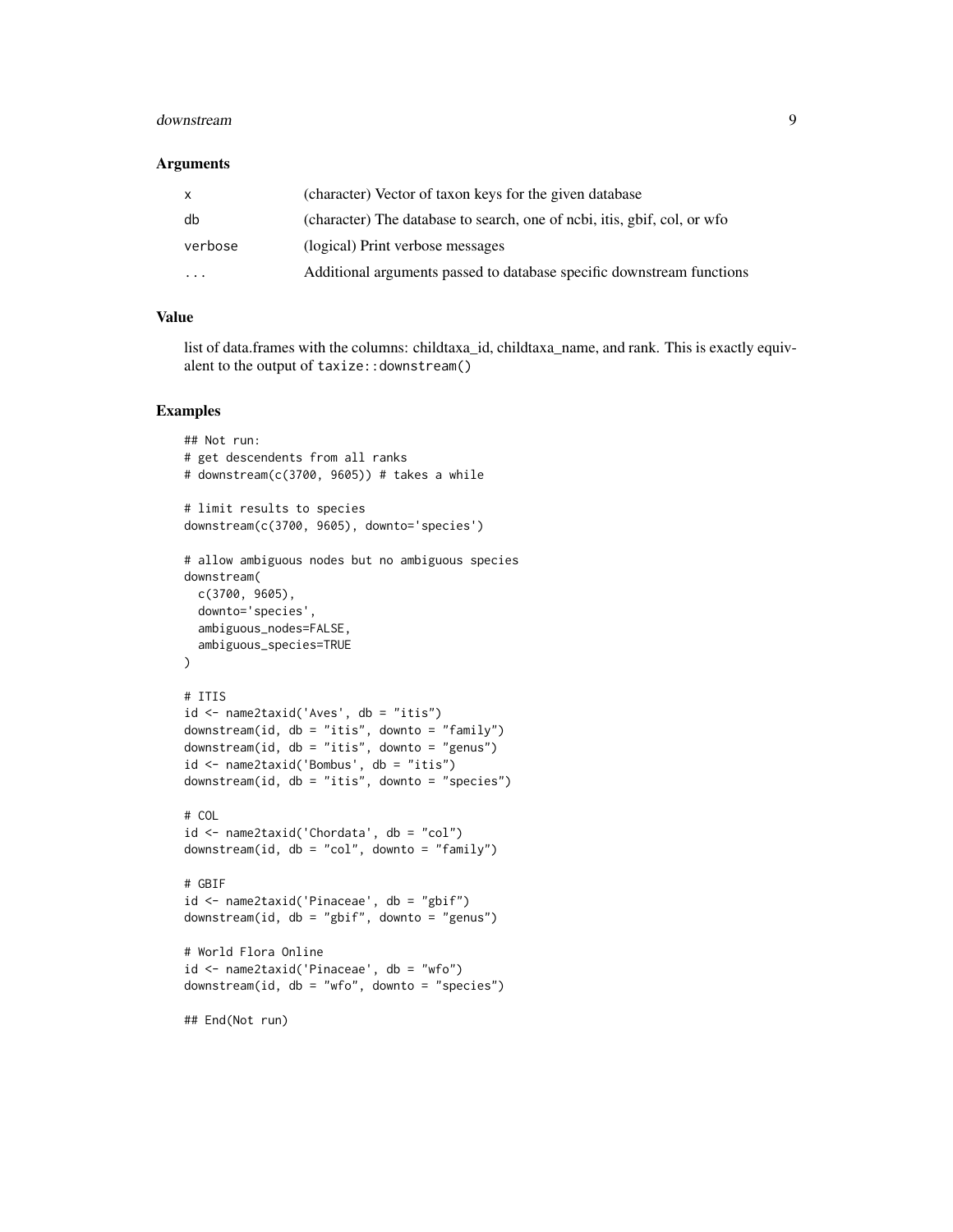### Arguments

| | |
|---|---|
| x | (character) Vector of taxon keys for the given database |
| db | (character) The database to search, one of ncbi, itis, gbif, col, or wfo |
| verbose | (logical) Print verbose messages |
| ... | Additional arguments passed to database specific downstream functions |

### Value

list of data.frames with the columns: childtaxa_id, childtaxa_name, and rank. This is exactly equivalent to the output of `taxize::downstream()`

### Examples

```
## Not run:
# get descendents from all ranks
# downstream(c(3700, 9605)) # takes a while

# limit results to species
downstream(c(3700, 9605), downto='species')

# allow ambiguous nodes but no ambiguous species
downstream(
  c(3700, 9605),
  downto='species',
  ambiguous_nodes=FALSE,
  ambiguous_species=TRUE
)

# ITIS
id <- name2taxid('Aves', db = "itis")
downstream(id, db = "itis", downto = "family")
downstream(id, db = "itis", downto = "genus")
id <- name2taxid('Bombus', db = "itis")
downstream(id, db = "itis", downto = "species")

# COL
id <- name2taxid('Chordata', db = "col")
downstream(id, db = "col", downto = "family")

# GBIF
id <- name2taxid('Pinaceae', db = "gbif")
downstream(id, db = "gbif", downto = "genus")

# World Flora Online
id <- name2taxid('Pinaceae', db = "wfo")
downstream(id, db = "wfo", downto = "species")

## End(Not run)
```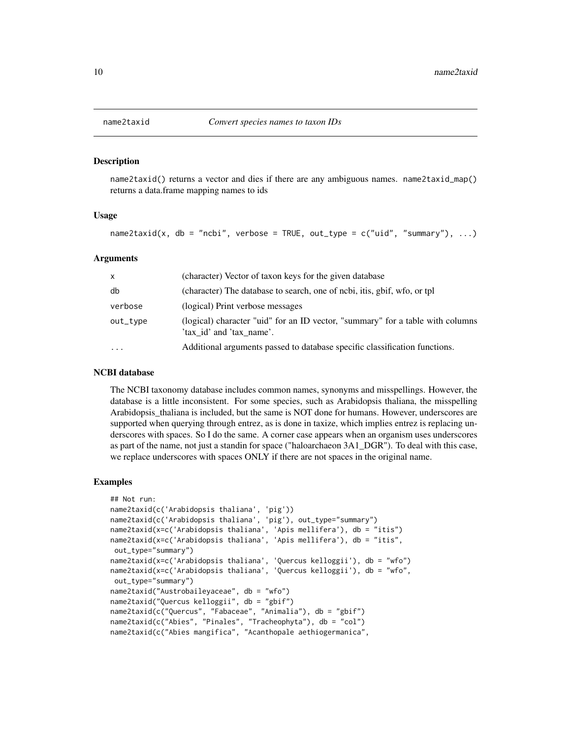name2taxid — *Convert species names to taxon IDs*

### Description

name2taxid() returns a vector and dies if there are any ambiguous names. name2taxid_map() returns a data.frame mapping names to ids

### Usage

```
name2taxid(x, db = "ncbi", verbose = TRUE, out_type = c("uid", "summary"), ...)
```

### Arguments

| | |
|---|---|
| x | (character) Vector of taxon keys for the given database |
| db | (character) The database to search, one of ncbi, itis, gbif, wfo, or tpl |
| verbose | (logical) Print verbose messages |
| out_type | (logical) character "uid" for an ID vector, "summary" for a table with columns 'tax_id' and 'tax_name'. |
| ... | Additional arguments passed to database specific classification functions. |

### NCBI database

The NCBI taxonomy database includes common names, synonyms and misspellings. However, the database is a little inconsistent. For some species, such as Arabidopsis thaliana, the misspelling Arabidopsis_thaliana is included, but the same is NOT done for humans. However, underscores are supported when querying through entrez, as is done in taxize, which implies entrez is replacing underscores with spaces. So I do the same. A corner case appears when an organism uses underscores as part of the name, not just a standin for space ("haloarchaeon 3A1_DGR"). To deal with this case, we replace underscores with spaces ONLY if there are not spaces in the original name.

### Examples

```
## Not run:
name2taxid(c('Arabidopsis thaliana', 'pig'))
name2taxid(c('Arabidopsis thaliana', 'pig'), out_type="summary")
name2taxid(x=c('Arabidopsis thaliana', 'Apis mellifera'), db = "itis")
name2taxid(x=c('Arabidopsis thaliana', 'Apis mellifera'), db = "itis",
 out_type="summary")
name2taxid(x=c('Arabidopsis thaliana', 'Quercus kelloggii'), db = "wfo")
name2taxid(x=c('Arabidopsis thaliana', 'Quercus kelloggii'), db = "wfo",
 out_type="summary")
name2taxid("Austrobaileyaceae", db = "wfo")
name2taxid("Quercus kelloggii", db = "gbif")
name2taxid(c("Quercus", "Fabaceae", "Animalia"), db = "gbif")
name2taxid(c("Abies", "Pinales", "Tracheophyta"), db = "col")
name2taxid(c("Abies mangifica", "Acanthopale aethiogermanica",
```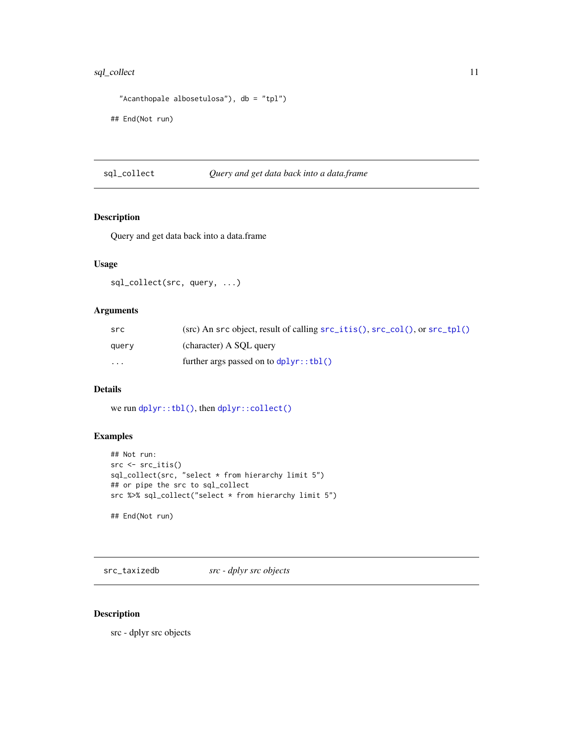```
"Acanthopale albosetulosa"), db = "tpl")

## End(Not run)
```

## sql_collect — *Query and get data back into a data.frame*

### Description

Query and get data back into a data.frame

### Usage

```
sql_collect(src, query, ...)
```

### Arguments

| | |
|---|---|
| src | (src) An src object, result of calling src_itis(), src_col(), or src_tpl() |
| query | (character) A SQL query |
| ... | further args passed on to dplyr::tbl() |

### Details

we run dplyr::tbl(), then dplyr::collect()

### Examples

```
## Not run:
src <- src_itis()
sql_collect(src, "select * from hierarchy limit 5")
## or pipe the src to sql_collect
src %>% sql_collect("select * from hierarchy limit 5")

## End(Not run)
```

## src_taxizedb — *src - dplyr src objects*

### Description

src - dplyr src objects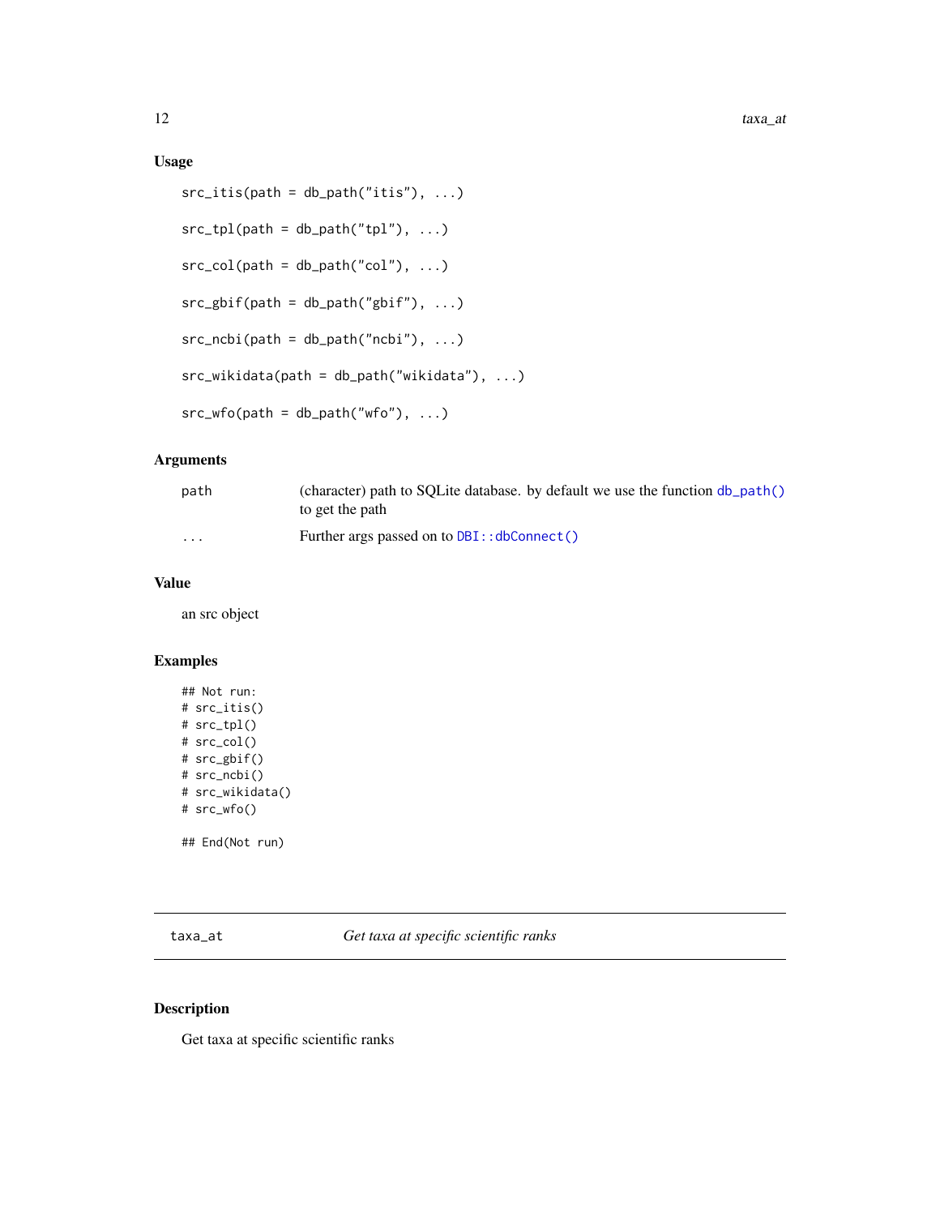### Usage

```
src_itis(path = db_path("itis"), ...)

src_tpl(path = db_path("tpl"), ...)

src_col(path = db_path("col"), ...)

src_gbif(path = db_path("gbif"), ...)

src_ncbi(path = db_path("ncbi"), ...)

src_wikidata(path = db_path("wikidata"), ...)

src_wfo(path = db_path("wfo"), ...)
```

### Arguments

| | |
|---|---|
| `path` | (character) path to SQLite database. by default we use the function `db_path()` to get the path |
| `...` | Further args passed on to `DBI::dbConnect()` |

### Value

an src object

### Examples

```
## Not run:
# src_itis()
# src_tpl()
# src_col()
# src_gbif()
# src_ncbi()
# src_wikidata()
# src_wfo()

## End(Not run)
```

---

## taxa_at — *Get taxa at specific scientific ranks*

### Description

Get taxa at specific scientific ranks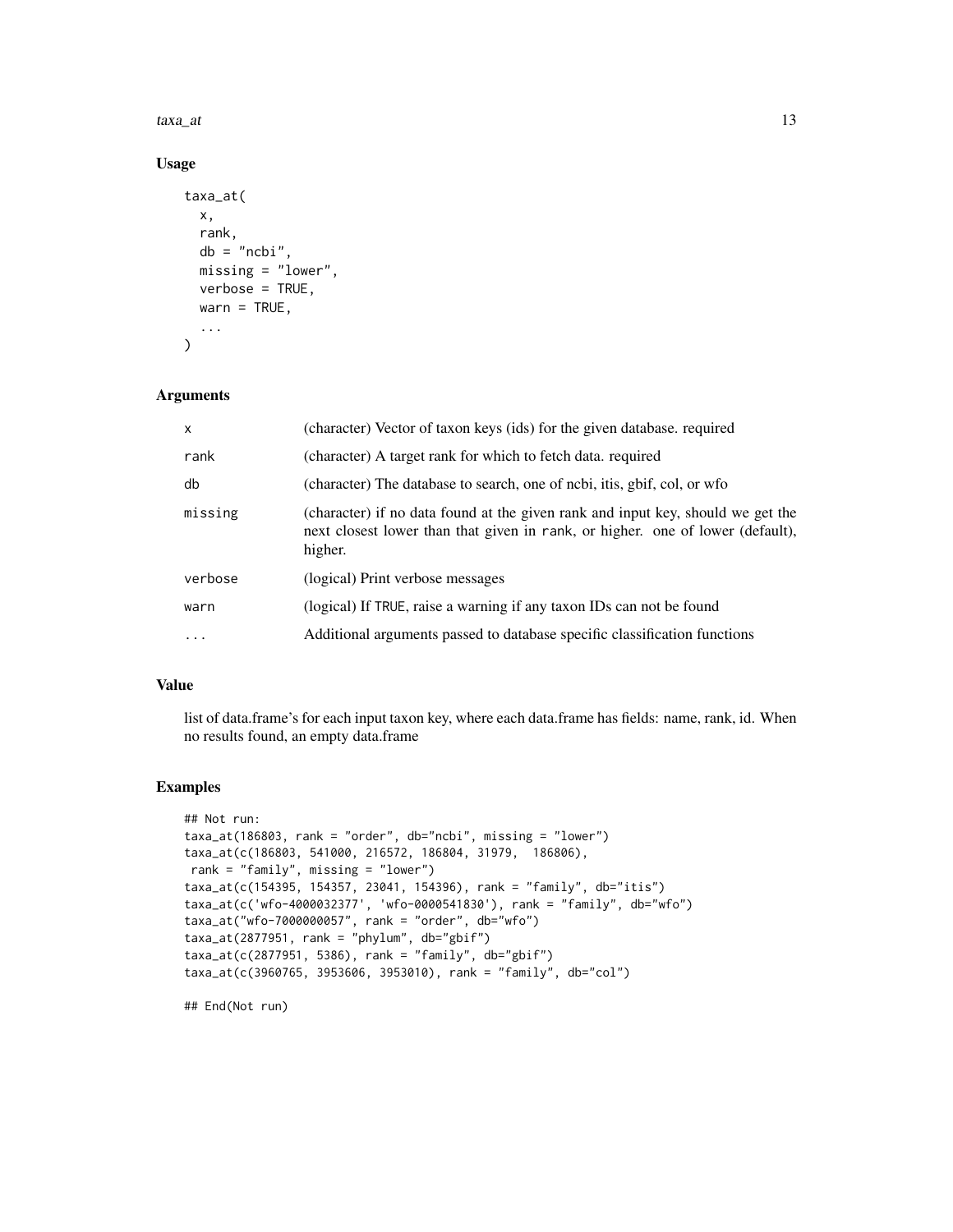## Usage

```
taxa_at(
  x,
  rank,
  db = "ncbi",
  missing = "lower",
  verbose = TRUE,
  warn = TRUE,
  ...
)
```

## Arguments

| | |
|---|---|
| `x` | (character) Vector of taxon keys (ids) for the given database. required |
| `rank` | (character) A target rank for which to fetch data. required |
| `db` | (character) The database to search, one of ncbi, itis, gbif, col, or wfo |
| `missing` | (character) if no data found at the given rank and input key, should we get the next closest lower than that given in `rank`, or higher. one of lower (default), higher. |
| `verbose` | (logical) Print verbose messages |
| `warn` | (logical) If `TRUE`, raise a warning if any taxon IDs can not be found |
| `...` | Additional arguments passed to database specific classification functions |

## Value

list of data.frame's for each input taxon key, where each data.frame has fields: name, rank, id. When no results found, an empty data.frame

## Examples

```
## Not run:
taxa_at(186803, rank = "order", db="ncbi", missing = "lower")
taxa_at(c(186803, 541000, 216572, 186804, 31979,  186806),
 rank = "family", missing = "lower")
taxa_at(c(154395, 154357, 23041, 154396), rank = "family", db="itis")
taxa_at(c('wfo-4000032377', 'wfo-0000541830'), rank = "family", db="wfo")
taxa_at("wfo-7000000057", rank = "order", db="wfo")
taxa_at(2877951, rank = "phylum", db="gbif")
taxa_at(c(2877951, 5386), rank = "family", db="gbif")
taxa_at(c(3960765, 3953606, 3953010), rank = "family", db="col")

## End(Not run)
```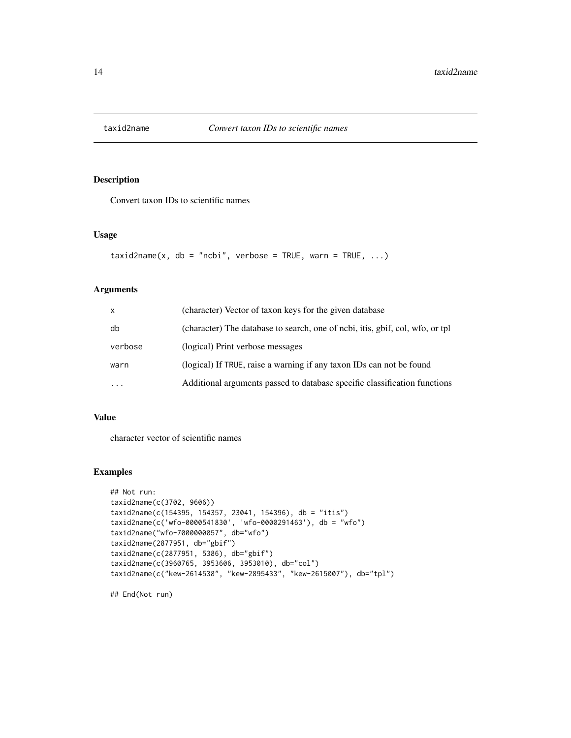## taxid2name — *Convert taxon IDs to scientific names*

### Description

Convert taxon IDs to scientific names

### Usage

```
taxid2name(x, db = "ncbi", verbose = TRUE, warn = TRUE, ...)
```

### Arguments

| | |
|---|---|
| x | (character) Vector of taxon keys for the given database |
| db | (character) The database to search, one of ncbi, itis, gbif, col, wfo, or tpl |
| verbose | (logical) Print verbose messages |
| warn | (logical) If TRUE, raise a warning if any taxon IDs can not be found |
| ... | Additional arguments passed to database specific classification functions |

### Value

character vector of scientific names

### Examples

```
## Not run:
taxid2name(c(3702, 9606))
taxid2name(c(154395, 154357, 23041, 154396), db = "itis")
taxid2name(c('wfo-0000541830', 'wfo-0000291463'), db = "wfo")
taxid2name("wfo-7000000057", db="wfo")
taxid2name(2877951, db="gbif")
taxid2name(c(2877951, 5386), db="gbif")
taxid2name(c(3960765, 3953606, 3953010), db="col")
taxid2name(c("kew-2614538", "kew-2895433", "kew-2615007"), db="tpl")

## End(Not run)
```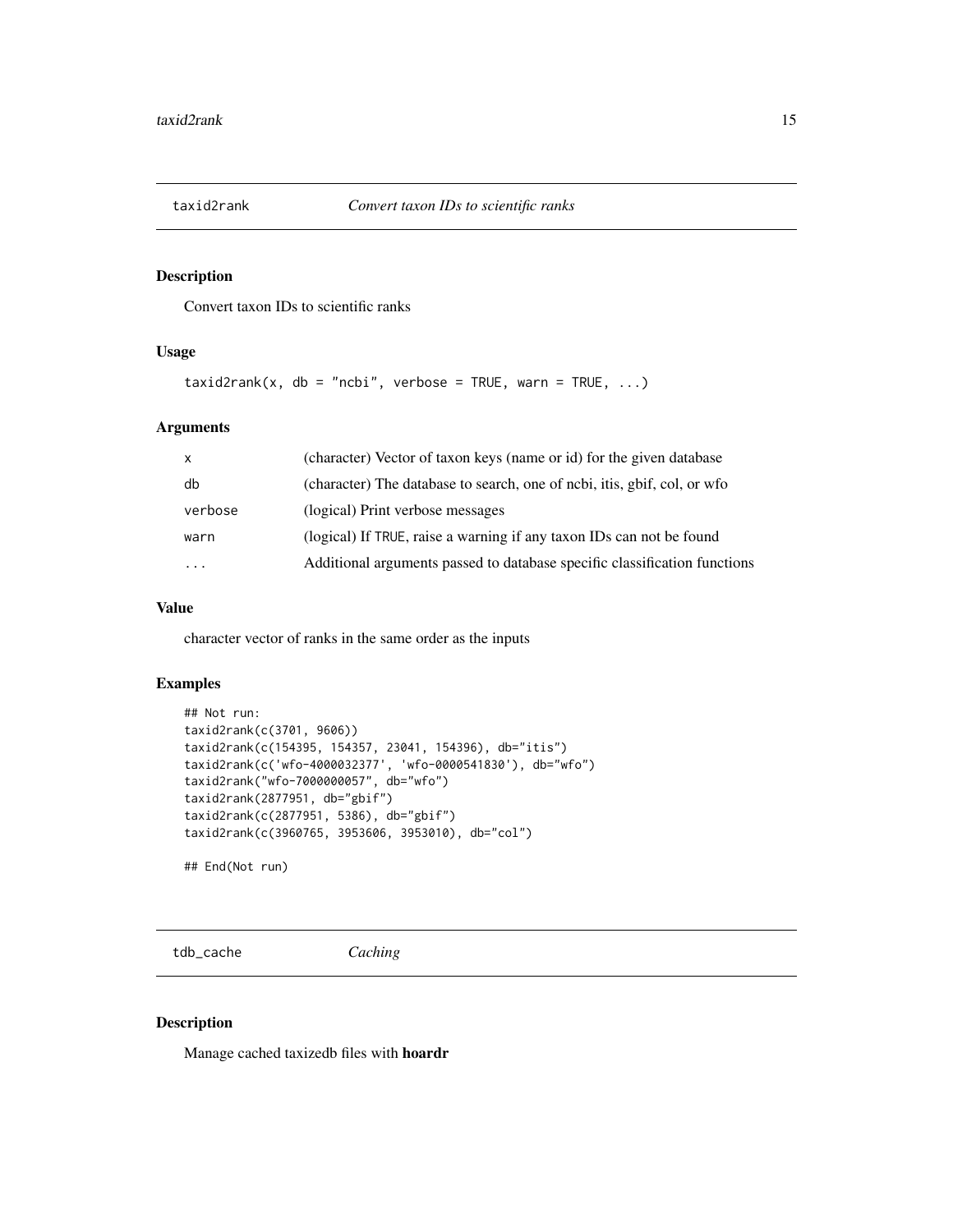## taxid2rank — *Convert taxon IDs to scientific ranks*

### Description

Convert taxon IDs to scientific ranks

### Usage

```
taxid2rank(x, db = "ncbi", verbose = TRUE, warn = TRUE, ...)
```

### Arguments

| | |
|---|---|
| x | (character) Vector of taxon keys (name or id) for the given database |
| db | (character) The database to search, one of ncbi, itis, gbif, col, or wfo |
| verbose | (logical) Print verbose messages |
| warn | (logical) If TRUE, raise a warning if any taxon IDs can not be found |
| ... | Additional arguments passed to database specific classification functions |

### Value

character vector of ranks in the same order as the inputs

### Examples

```
## Not run:
taxid2rank(c(3701, 9606))
taxid2rank(c(154395, 154357, 23041, 154396), db="itis")
taxid2rank(c('wfo-4000032377', 'wfo-0000541830'), db="wfo")
taxid2rank("wfo-7000000057", db="wfo")
taxid2rank(2877951, db="gbif")
taxid2rank(c(2877951, 5386), db="gbif")
taxid2rank(c(3960765, 3953606, 3953010), db="col")

## End(Not run)
```

## tdb_cache — *Caching*

### Description

Manage cached taxizedb files with **hoardr**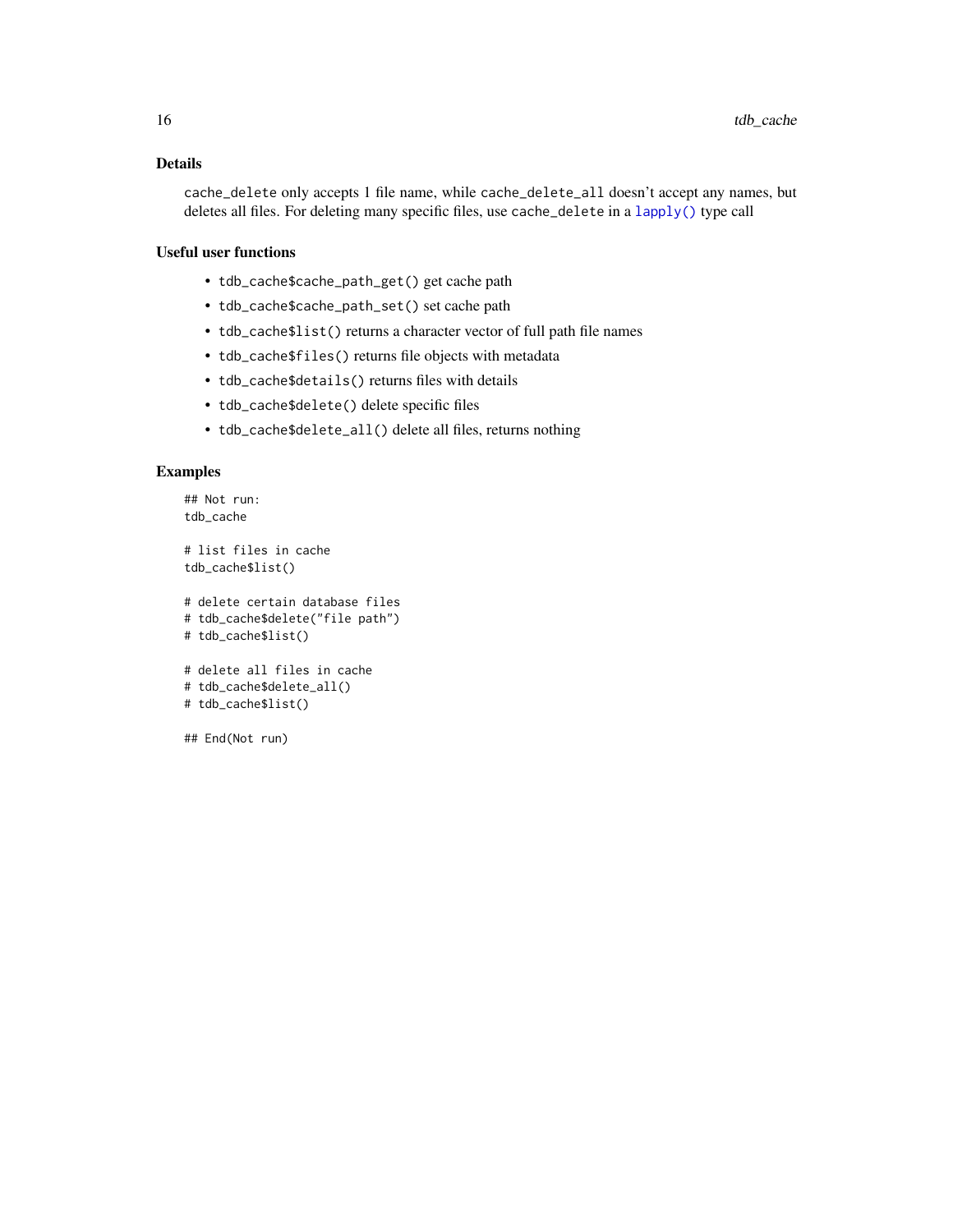### Details

`cache_delete` only accepts 1 file name, while `cache_delete_all` doesn't accept any names, but deletes all files. For deleting many specific files, use `cache_delete` in a `lapply()` type call

### Useful user functions

- `tdb_cache$cache_path_get()` get cache path
- `tdb_cache$cache_path_set()` set cache path
- `tdb_cache$list()` returns a character vector of full path file names
- `tdb_cache$files()` returns file objects with metadata
- `tdb_cache$details()` returns files with details
- `tdb_cache$delete()` delete specific files
- `tdb_cache$delete_all()` delete all files, returns nothing

### Examples

```
## Not run:
tdb_cache

# list files in cache
tdb_cache$list()

# delete certain database files
# tdb_cache$delete("file path")
# tdb_cache$list()

# delete all files in cache
# tdb_cache$delete_all()
# tdb_cache$list()

## End(Not run)
```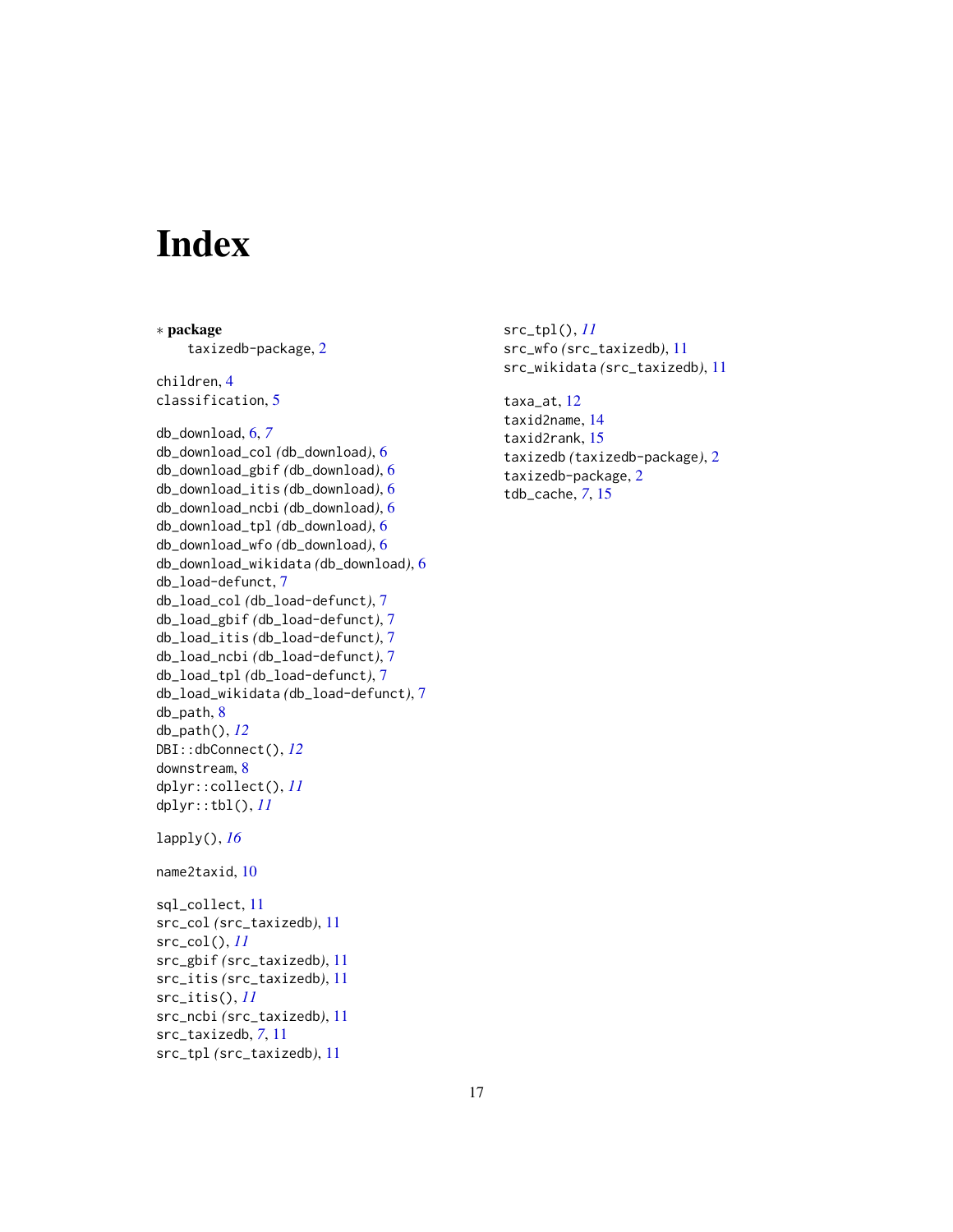# Index

∗ **package**
  taxizedb-package, 2

children, 4
classification, 5

db_download, 6, *7*
db_download_col *(*db_download*)*, 6
db_download_gbif *(*db_download*)*, 6
db_download_itis *(*db_download*)*, 6
db_download_ncbi *(*db_download*)*, 6
db_download_tpl *(*db_download*)*, 6
db_download_wfo *(*db_download*)*, 6
db_download_wikidata *(*db_download*)*, 6
db_load-defunct, 7
db_load_col *(*db_load-defunct*)*, 7
db_load_gbif *(*db_load-defunct*)*, 7
db_load_itis *(*db_load-defunct*)*, 7
db_load_ncbi *(*db_load-defunct*)*, 7
db_load_tpl *(*db_load-defunct*)*, 7
db_load_wikidata *(*db_load-defunct*)*, 7
db_path, 8
db_path(), *12*
DBI::dbConnect(), *12*
downstream, 8
dplyr::collect(), *11*
dplyr::tbl(), *11*

lapply(), *16*

name2taxid, 10

sql_collect, 11
src_col *(*src_taxizedb*)*, 11
src_col(), *11*
src_gbif *(*src_taxizedb*)*, 11
src_itis *(*src_taxizedb*)*, 11
src_itis(), *11*
src_ncbi *(*src_taxizedb*)*, 11
src_taxizedb, *7*, 11
src_tpl *(*src_taxizedb*)*, 11
src_tpl(), *11*
src_wfo *(*src_taxizedb*)*, 11
src_wikidata *(*src_taxizedb*)*, 11

taxa_at, 12
taxid2name, 14
taxid2rank, 15
taxizedb *(*taxizedb-package*)*, 2
taxizedb-package, 2
tdb_cache, *7*, 15